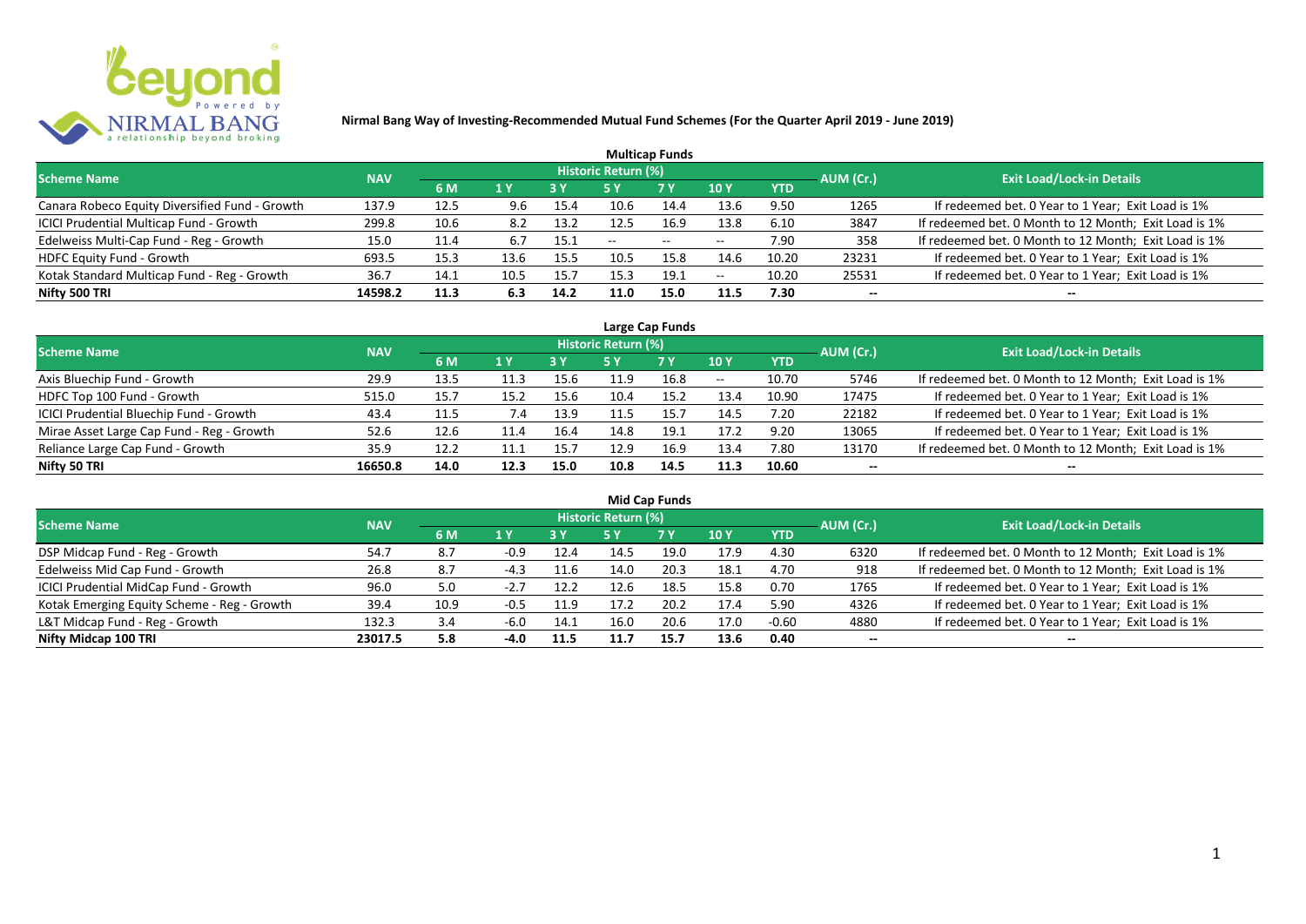# Nirmal Bang Way of Investing-Recommended Mutual Fund Schemes (For the Quarter April 2019 - June 2019)

## Multicap Funds

| Scheme Name | NAV | Historic Return (%) | | | | | | | AUM (Cr.) | Exit Load/Lock-in Details |
|---|---|---|---|---|---|---|---|---|---|---|
| | | 6 M | 1 Y | 3 Y | 5 Y | 7 Y | 10 Y | YTD | | |
| Canara Robeco Equity Diversified Fund - Growth | 137.9 | 12.5 | 9.6 | 15.4 | 10.6 | 14.4 | 13.6 | 9.50 | 1265 | If redeemed bet. 0 Year to 1 Year; Exit Load is 1% |
| ICICI Prudential Multicap Fund - Growth | 299.8 | 10.6 | 8.2 | 13.2 | 12.5 | 16.9 | 13.8 | 6.10 | 3847 | If redeemed bet. 0 Month to 12 Month; Exit Load is 1% |
| Edelweiss Multi-Cap Fund - Reg - Growth | 15.0 | 11.4 | 6.7 | 15.1 | -- | -- | -- | 7.90 | 358 | If redeemed bet. 0 Month to 12 Month; Exit Load is 1% |
| HDFC Equity Fund - Growth | 693.5 | 15.3 | 13.6 | 15.5 | 10.5 | 15.8 | 14.6 | 10.20 | 23231 | If redeemed bet. 0 Year to 1 Year; Exit Load is 1% |
| Kotak Standard Multicap Fund - Reg - Growth | 36.7 | 14.1 | 10.5 | 15.7 | 15.3 | 19.1 | -- | 10.20 | 25531 | If redeemed bet. 0 Year to 1 Year; Exit Load is 1% |
| **Nifty 500 TRI** | **14598.2** | **11.3** | **6.3** | **14.2** | **11.0** | **15.0** | **11.5** | **7.30** | **--** | **--** |

## Large Cap Funds

| Scheme Name | NAV | Historic Return (%) | | | | | | | AUM (Cr.) | Exit Load/Lock-in Details |
|---|---|---|---|---|---|---|---|---|---|---|
| | | 6 M | 1 Y | 3 Y | 5 Y | 7 Y | 10 Y | YTD | | |
| Axis Bluechip Fund - Growth | 29.9 | 13.5 | 11.3 | 15.6 | 11.9 | 16.8 | -- | 10.70 | 5746 | If redeemed bet. 0 Month to 12 Month; Exit Load is 1% |
| HDFC Top 100 Fund - Growth | 515.0 | 15.7 | 15.2 | 15.6 | 10.4 | 15.2 | 13.4 | 10.90 | 17475 | If redeemed bet. 0 Year to 1 Year; Exit Load is 1% |
| ICICI Prudential Bluechip Fund - Growth | 43.4 | 11.5 | 7.4 | 13.9 | 11.5 | 15.7 | 14.5 | 7.20 | 22182 | If redeemed bet. 0 Year to 1 Year; Exit Load is 1% |
| Mirae Asset Large Cap Fund - Reg - Growth | 52.6 | 12.6 | 11.4 | 16.4 | 14.8 | 19.1 | 17.2 | 9.20 | 13065 | If redeemed bet. 0 Year to 1 Year; Exit Load is 1% |
| Reliance Large Cap Fund - Growth | 35.9 | 12.2 | 11.1 | 15.7 | 12.9 | 16.9 | 13.4 | 7.80 | 13170 | If redeemed bet. 0 Month to 12 Month; Exit Load is 1% |
| **Nifty 50 TRI** | **16650.8** | **14.0** | **12.3** | **15.0** | **10.8** | **14.5** | **11.3** | **10.60** | **--** | **--** |

## Mid Cap Funds

| Scheme Name | NAV | Historic Return (%) | | | | | | | AUM (Cr.) | Exit Load/Lock-in Details |
|---|---|---|---|---|---|---|---|---|---|---|
| | | 6 M | 1 Y | 3 Y | 5 Y | 7 Y | 10 Y | YTD | | |
| DSP Midcap Fund - Reg - Growth | 54.7 | 8.7 | -0.9 | 12.4 | 14.5 | 19.0 | 17.9 | 4.30 | 6320 | If redeemed bet. 0 Month to 12 Month; Exit Load is 1% |
| Edelweiss Mid Cap Fund - Growth | 26.8 | 8.7 | -4.3 | 11.6 | 14.0 | 20.3 | 18.1 | 4.70 | 918 | If redeemed bet. 0 Month to 12 Month; Exit Load is 1% |
| ICICI Prudential MidCap Fund - Growth | 96.0 | 5.0 | -2.7 | 12.2 | 12.6 | 18.5 | 15.8 | 0.70 | 1765 | If redeemed bet. 0 Year to 1 Year; Exit Load is 1% |
| Kotak Emerging Equity Scheme - Reg - Growth | 39.4 | 10.9 | -0.5 | 11.9 | 17.2 | 20.2 | 17.4 | 5.90 | 4326 | If redeemed bet. 0 Year to 1 Year; Exit Load is 1% |
| L&T Midcap Fund - Reg - Growth | 132.3 | 3.4 | -6.0 | 14.1 | 16.0 | 20.6 | 17.0 | -0.60 | 4880 | If redeemed bet. 0 Year to 1 Year; Exit Load is 1% |
| **Nifty Midcap 100 TRI** | **23017.5** | **5.8** | **-4.0** | **11.5** | **11.7** | **15.7** | **13.6** | **0.40** | **--** | **--** |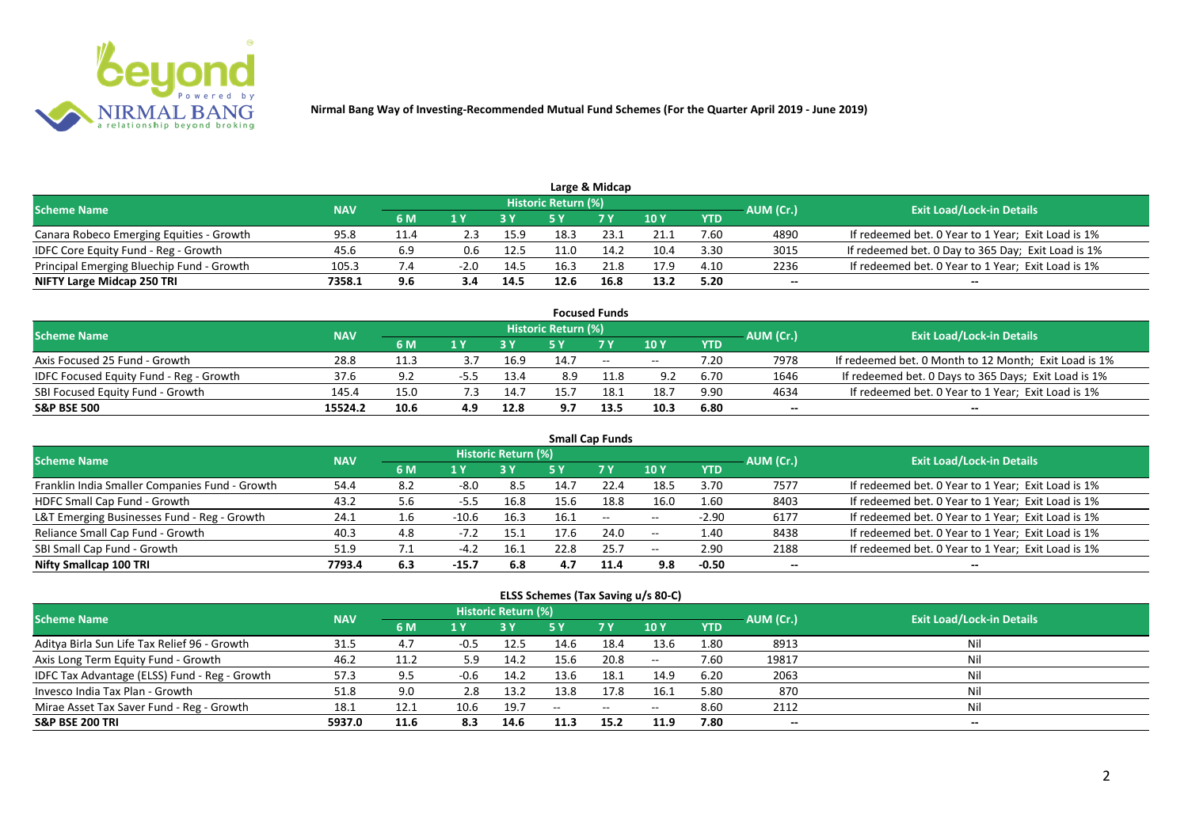# Nirmal Bang Way of Investing-Recommended Mutual Fund Schemes (For the Quarter April 2019 - June 2019)

## Large & Midcap

| Scheme Name | NAV | Historic Return (%) | | | | | | | AUM (Cr.) | Exit Load/Lock-in Details |
|---|---|---|---|---|---|---|---|---|---|---|
| | | 6 M | 1 Y | 3 Y | 5 Y | 7 Y | 10 Y | YTD | | |
| Canara Robeco Emerging Equities - Growth | 95.8 | 11.4 | 2.3 | 15.9 | 18.3 | 23.1 | 21.1 | 7.60 | 4890 | If redeemed bet. 0 Year to 1 Year; Exit Load is 1% |
| IDFC Core Equity Fund - Reg - Growth | 45.6 | 6.9 | 0.6 | 12.5 | 11.0 | 14.2 | 10.4 | 3.30 | 3015 | If redeemed bet. 0 Day to 365 Day; Exit Load is 1% |
| Principal Emerging Bluechip Fund - Growth | 105.3 | 7.4 | -2.0 | 14.5 | 16.3 | 21.8 | 17.9 | 4.10 | 2236 | If redeemed bet. 0 Year to 1 Year; Exit Load is 1% |
| **NIFTY Large Midcap 250 TRI** | **7358.1** | **9.6** | **3.4** | **14.5** | **12.6** | **16.8** | **13.2** | **5.20** | **--** | **--** |

## Focused Funds

| Scheme Name | NAV | Historic Return (%) | | | | | | | AUM (Cr.) | Exit Load/Lock-in Details |
|---|---|---|---|---|---|---|---|---|---|---|
| | | 6 M | 1 Y | 3 Y | 5 Y | 7 Y | 10 Y | YTD | | |
| Axis Focused 25 Fund - Growth | 28.8 | 11.3 | 3.7 | 16.9 | 14.7 | -- | -- | 7.20 | 7978 | If redeemed bet. 0 Month to 12 Month; Exit Load is 1% |
| IDFC Focused Equity Fund - Reg - Growth | 37.6 | 9.2 | -5.5 | 13.4 | 8.9 | 11.8 | 9.2 | 6.70 | 1646 | If redeemed bet. 0 Days to 365 Days; Exit Load is 1% |
| SBI Focused Equity Fund - Growth | 145.4 | 15.0 | 7.3 | 14.7 | 15.7 | 18.1 | 18.7 | 9.90 | 4634 | If redeemed bet. 0 Year to 1 Year; Exit Load is 1% |
| **S&P BSE 500** | **15524.2** | **10.6** | **4.9** | **12.8** | **9.7** | **13.5** | **10.3** | **6.80** | **--** | **--** |

## Small Cap Funds

| Scheme Name | NAV | Historic Return (%) | | | | | | | AUM (Cr.) | Exit Load/Lock-in Details |
|---|---|---|---|---|---|---|---|---|---|---|
| | | 6 M | 1 Y | 3 Y | 5 Y | 7 Y | 10 Y | YTD | | |
| Franklin India Smaller Companies Fund - Growth | 54.4 | 8.2 | -8.0 | 8.5 | 14.7 | 22.4 | 18.5 | 3.70 | 7577 | If redeemed bet. 0 Year to 1 Year; Exit Load is 1% |
| HDFC Small Cap Fund - Growth | 43.2 | 5.6 | -5.5 | 16.8 | 15.6 | 18.8 | 16.0 | 1.60 | 8403 | If redeemed bet. 0 Year to 1 Year; Exit Load is 1% |
| L&T Emerging Businesses Fund - Reg - Growth | 24.1 | 1.6 | -10.6 | 16.3 | 16.1 | -- | -- | -2.90 | 6177 | If redeemed bet. 0 Year to 1 Year; Exit Load is 1% |
| Reliance Small Cap Fund - Growth | 40.3 | 4.8 | -7.2 | 15.1 | 17.6 | 24.0 | -- | 1.40 | 8438 | If redeemed bet. 0 Year to 1 Year; Exit Load is 1% |
| SBI Small Cap Fund - Growth | 51.9 | 7.1 | -4.2 | 16.1 | 22.8 | 25.7 | -- | 2.90 | 2188 | If redeemed bet. 0 Year to 1 Year; Exit Load is 1% |
| **Nifty Smallcap 100 TRI** | **7793.4** | **6.3** | **-15.7** | **6.8** | **4.7** | **11.4** | **9.8** | **-0.50** | **--** | **--** |

## ELSS Schemes (Tax Saving u/s 80-C)

| Scheme Name | NAV | Historic Return (%) | | | | | | | AUM (Cr.) | Exit Load/Lock-in Details |
|---|---|---|---|---|---|---|---|---|---|---|
| | | 6 M | 1 Y | 3 Y | 5 Y | 7 Y | 10 Y | YTD | | |
| Aditya Birla Sun Life Tax Relief 96 - Growth | 31.5 | 4.7 | -0.5 | 12.5 | 14.6 | 18.4 | 13.6 | 1.80 | 8913 | Nil |
| Axis Long Term Equity Fund - Growth | 46.2 | 11.2 | 5.9 | 14.2 | 15.6 | 20.8 | -- | 7.60 | 19817 | Nil |
| IDFC Tax Advantage (ELSS) Fund - Reg - Growth | 57.3 | 9.5 | -0.6 | 14.2 | 13.6 | 18.1 | 14.9 | 6.20 | 2063 | Nil |
| Invesco India Tax Plan - Growth | 51.8 | 9.0 | 2.8 | 13.2 | 13.8 | 17.8 | 16.1 | 5.80 | 870 | Nil |
| Mirae Asset Tax Saver Fund - Reg - Growth | 18.1 | 12.1 | 10.6 | 19.7 | -- | -- | -- | 8.60 | 2112 | Nil |
| **S&P BSE 200 TRI** | **5937.0** | **11.6** | **8.3** | **14.6** | **11.3** | **15.2** | **11.9** | **7.80** | **--** | **--** |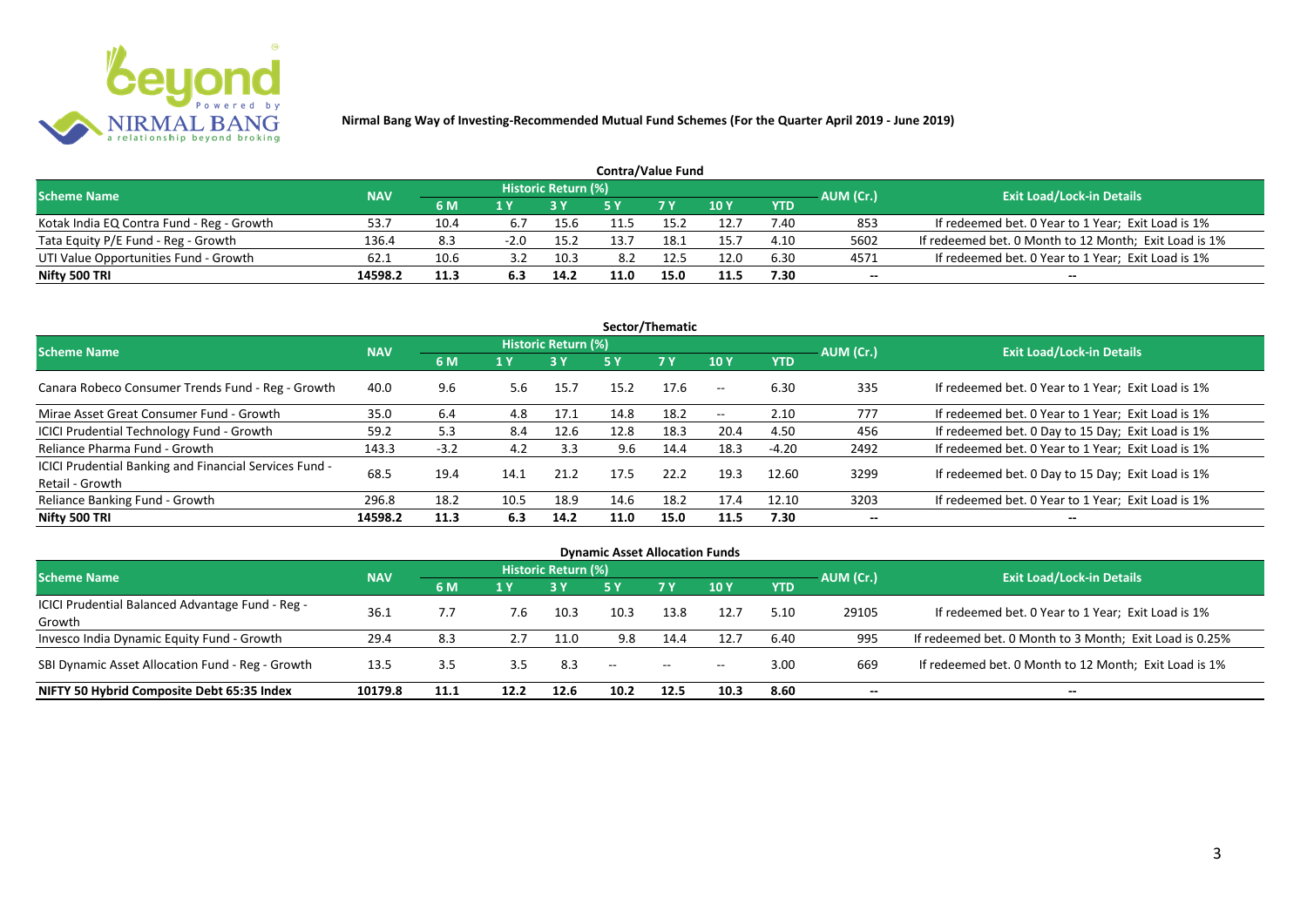**Nirmal Bang Way of Investing-Recommended Mutual Fund Schemes (For the Quarter April 2019 - June 2019)**

### Contra/Value Fund

| Scheme Name | NAV | Historic Return (%) | | | | | | | AUM (Cr.) | Exit Load/Lock-in Details |
|---|---|---|---|---|---|---|---|---|---|---|
| | | 6 M | 1 Y | 3 Y | 5 Y | 7 Y | 10 Y | YTD | | |
| Kotak India EQ Contra Fund - Reg - Growth | 53.7 | 10.4 | 6.7 | 15.6 | 11.5 | 15.2 | 12.7 | 7.40 | 853 | If redeemed bet. 0 Year to 1 Year; Exit Load is 1% |
| Tata Equity P/E Fund - Reg - Growth | 136.4 | 8.3 | -2.0 | 15.2 | 13.7 | 18.1 | 15.7 | 4.10 | 5602 | If redeemed bet. 0 Month to 12 Month; Exit Load is 1% |
| UTI Value Opportunities Fund - Growth | 62.1 | 10.6 | 3.2 | 10.3 | 8.2 | 12.5 | 12.0 | 6.30 | 4571 | If redeemed bet. 0 Year to 1 Year; Exit Load is 1% |
| **Nifty 500 TRI** | **14598.2** | **11.3** | **6.3** | **14.2** | **11.0** | **15.0** | **11.5** | **7.30** | **--** | **--** |

### Sector/Thematic

| Scheme Name | NAV | Historic Return (%) | | | | | | | AUM (Cr.) | Exit Load/Lock-in Details |
|---|---|---|---|---|---|---|---|---|---|---|
| | | 6 M | 1 Y | 3 Y | 5 Y | 7 Y | 10 Y | YTD | | |
| Canara Robeco Consumer Trends Fund - Reg - Growth | 40.0 | 9.6 | 5.6 | 15.7 | 15.2 | 17.6 | -- | 6.30 | 335 | If redeemed bet. 0 Year to 1 Year; Exit Load is 1% |
| Mirae Asset Great Consumer Fund - Growth | 35.0 | 6.4 | 4.8 | 17.1 | 14.8 | 18.2 | -- | 2.10 | 777 | If redeemed bet. 0 Year to 1 Year; Exit Load is 1% |
| ICICI Prudential Technology Fund - Growth | 59.2 | 5.3 | 8.4 | 12.6 | 12.8 | 18.3 | 20.4 | 4.50 | 456 | If redeemed bet. 0 Day to 15 Day; Exit Load is 1% |
| Reliance Pharma Fund - Growth | 143.3 | -3.2 | 4.2 | 3.3 | 9.6 | 14.4 | 18.3 | -4.20 | 2492 | If redeemed bet. 0 Year to 1 Year; Exit Load is 1% |
| ICICI Prudential Banking and Financial Services Fund - Retail - Growth | 68.5 | 19.4 | 14.1 | 21.2 | 17.5 | 22.2 | 19.3 | 12.60 | 3299 | If redeemed bet. 0 Day to 15 Day; Exit Load is 1% |
| Reliance Banking Fund - Growth | 296.8 | 18.2 | 10.5 | 18.9 | 14.6 | 18.2 | 17.4 | 12.10 | 3203 | If redeemed bet. 0 Year to 1 Year; Exit Load is 1% |
| **Nifty 500 TRI** | **14598.2** | **11.3** | **6.3** | **14.2** | **11.0** | **15.0** | **11.5** | **7.30** | **--** | **--** |

### Dynamic Asset Allocation Funds

| Scheme Name | NAV | Historic Return (%) | | | | | | | AUM (Cr.) | Exit Load/Lock-in Details |
|---|---|---|---|---|---|---|---|---|---|---|
| | | 6 M | 1 Y | 3 Y | 5 Y | 7 Y | 10 Y | YTD | | |
| ICICI Prudential Balanced Advantage Fund - Reg - Growth | 36.1 | 7.7 | 7.6 | 10.3 | 10.3 | 13.8 | 12.7 | 5.10 | 29105 | If redeemed bet. 0 Year to 1 Year; Exit Load is 1% |
| Invesco India Dynamic Equity Fund - Growth | 29.4 | 8.3 | 2.7 | 11.0 | 9.8 | 14.4 | 12.7 | 6.40 | 995 | If redeemed bet. 0 Month to 3 Month; Exit Load is 0.25% |
| SBI Dynamic Asset Allocation Fund - Reg - Growth | 13.5 | 3.5 | 3.5 | 8.3 | -- | -- | -- | 3.00 | 669 | If redeemed bet. 0 Month to 12 Month; Exit Load is 1% |
| **NIFTY 50 Hybrid Composite Debt 65:35 Index** | **10179.8** | **11.1** | **12.2** | **12.6** | **10.2** | **12.5** | **10.3** | **8.60** | **--** | **--** |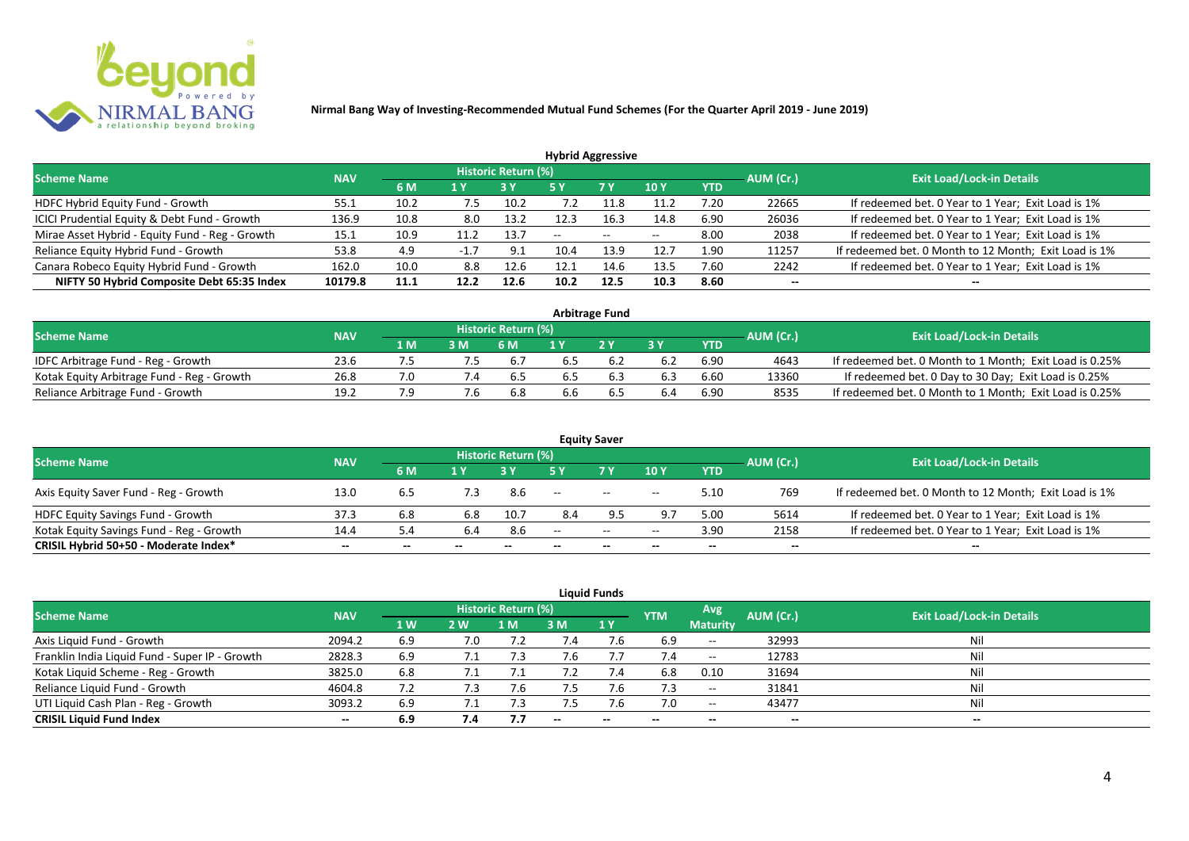**Nirmal Bang Way of Investing-Recommended Mutual Fund Schemes (For the Quarter April 2019 - June 2019)**

## Hybrid Aggressive

| Scheme Name | NAV | Historic Return (%) | | | | | | | AUM (Cr.) | Exit Load/Lock-in Details |
|---|---|---|---|---|---|---|---|---|---|---|
| | | 6 M | 1 Y | 3 Y | 5 Y | 7 Y | 10 Y | YTD | | |
| HDFC Hybrid Equity Fund - Growth | 55.1 | 10.2 | 7.5 | 10.2 | 7.2 | 11.8 | 11.2 | 7.20 | 22665 | If redeemed bet. 0 Year to 1 Year; Exit Load is 1% |
| ICICI Prudential Equity & Debt Fund - Growth | 136.9 | 10.8 | 8.0 | 13.2 | 12.3 | 16.3 | 14.8 | 6.90 | 26036 | If redeemed bet. 0 Year to 1 Year; Exit Load is 1% |
| Mirae Asset Hybrid - Equity Fund - Reg - Growth | 15.1 | 10.9 | 11.2 | 13.7 | -- | -- | -- | 8.00 | 2038 | If redeemed bet. 0 Year to 1 Year; Exit Load is 1% |
| Reliance Equity Hybrid Fund - Growth | 53.8 | 4.9 | -1.7 | 9.1 | 10.4 | 13.9 | 12.7 | 1.90 | 11257 | If redeemed bet. 0 Month to 12 Month; Exit Load is 1% |
| Canara Robeco Equity Hybrid Fund - Growth | 162.0 | 10.0 | 8.8 | 12.6 | 12.1 | 14.6 | 13.5 | 7.60 | 2242 | If redeemed bet. 0 Year to 1 Year; Exit Load is 1% |
| **NIFTY 50 Hybrid Composite Debt 65:35 Index** | **10179.8** | **11.1** | **12.2** | **12.6** | **10.2** | **12.5** | **10.3** | **8.60** | **--** | **--** |

## Arbitrage Fund

| Scheme Name | NAV | Historic Return (%) | | | | | | | AUM (Cr.) | Exit Load/Lock-in Details |
|---|---|---|---|---|---|---|---|---|---|---|
| | | 1 M | 3 M | 6 M | 1 Y | 2 Y | 3 Y | YTD | | |
| IDFC Arbitrage Fund - Reg - Growth | 23.6 | 7.5 | 7.5 | 6.7 | 6.5 | 6.2 | 6.2 | 6.90 | 4643 | If redeemed bet. 0 Month to 1 Month; Exit Load is 0.25% |
| Kotak Equity Arbitrage Fund - Reg - Growth | 26.8 | 7.0 | 7.4 | 6.5 | 6.5 | 6.3 | 6.3 | 6.60 | 13360 | If redeemed bet. 0 Day to 30 Day; Exit Load is 0.25% |
| Reliance Arbitrage Fund - Growth | 19.2 | 7.9 | 7.6 | 6.8 | 6.6 | 6.5 | 6.4 | 6.90 | 8535 | If redeemed bet. 0 Month to 1 Month; Exit Load is 0.25% |

## Equity Saver

| Scheme Name | NAV | Historic Return (%) | | | | | | | AUM (Cr.) | Exit Load/Lock-in Details |
|---|---|---|---|---|---|---|---|---|---|---|
| | | 6 M | 1 Y | 3 Y | 5 Y | 7 Y | 10 Y | YTD | | |
| Axis Equity Saver Fund - Reg - Growth | 13.0 | 6.5 | 7.3 | 8.6 | -- | -- | -- | 5.10 | 769 | If redeemed bet. 0 Month to 12 Month; Exit Load is 1% |
| HDFC Equity Savings Fund - Growth | 37.3 | 6.8 | 6.8 | 10.7 | 8.4 | 9.5 | 9.7 | 5.00 | 5614 | If redeemed bet. 0 Year to 1 Year; Exit Load is 1% |
| Kotak Equity Savings Fund - Reg - Growth | 14.4 | 5.4 | 6.4 | 8.6 | -- | -- | -- | 3.90 | 2158 | If redeemed bet. 0 Year to 1 Year; Exit Load is 1% |
| **CRISIL Hybrid 50+50 - Moderate Index*** | **--** | **--** | **--** | **--** | **--** | **--** | **--** | **--** | **--** | **--** |

## Liquid Funds

| Scheme Name | NAV | Historic Return (%) | | | | | YTM | Avg Maturity | AUM (Cr.) | Exit Load/Lock-in Details |
|---|---|---|---|---|---|---|---|---|---|---|
| | | 1 W | 2 W | 1 M | 3 M | 1 Y | | | | |
| Axis Liquid Fund - Growth | 2094.2 | 6.9 | 7.0 | 7.2 | 7.4 | 7.6 | 6.9 | -- | 32993 | Nil |
| Franklin India Liquid Fund - Super IP - Growth | 2828.3 | 6.9 | 7.1 | 7.3 | 7.6 | 7.7 | 7.4 | -- | 12783 | Nil |
| Kotak Liquid Scheme - Reg - Growth | 3825.0 | 6.8 | 7.1 | 7.1 | 7.2 | 7.4 | 6.8 | 0.10 | 31694 | Nil |
| Reliance Liquid Fund - Growth | 4604.8 | 7.2 | 7.3 | 7.6 | 7.5 | 7.6 | 7.3 | -- | 31841 | Nil |
| UTI Liquid Cash Plan - Reg - Growth | 3093.2 | 6.9 | 7.1 | 7.3 | 7.5 | 7.6 | 7.0 | -- | 43477 | Nil |
| **CRISIL Liquid Fund Index** | **--** | **6.9** | **7.4** | **7.7** | **--** | **--** | **--** | **--** | **--** | **--** |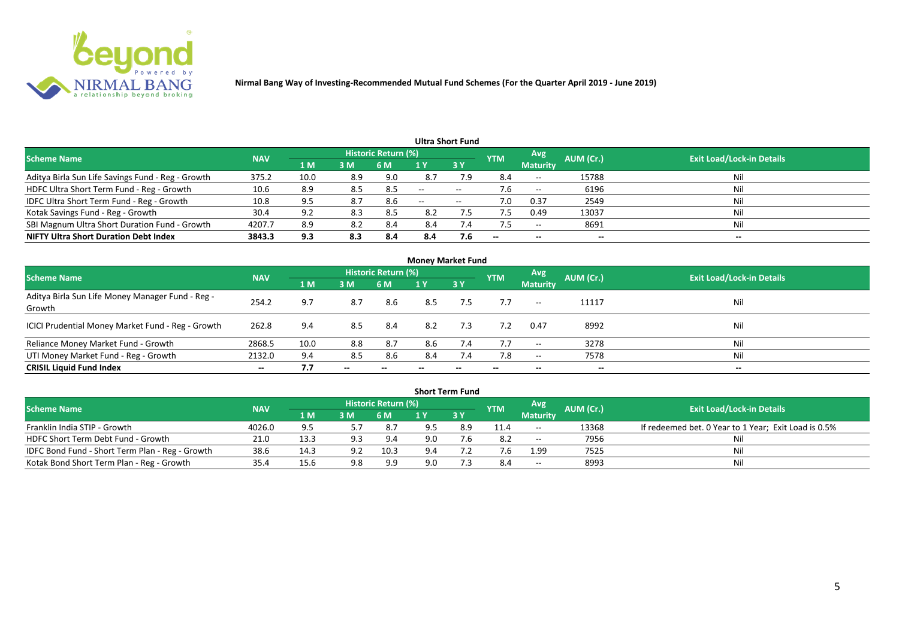**Nirmal Bang Way of Investing-Recommended Mutual Fund Schemes (For the Quarter April 2019 - June 2019)**

### Ultra Short Fund

| Scheme Name | NAV | Historic Return (%) | | | | | YTM | Avg Maturity | AUM (Cr.) | Exit Load/Lock-in Details |
|---|---|---|---|---|---|---|---|---|---|---|
| | | 1 M | 3 M | 6 M | 1 Y | 3 Y | | | | |
| Aditya Birla Sun Life Savings Fund - Reg - Growth | 375.2 | 10.0 | 8.9 | 9.0 | 8.7 | 7.9 | 8.4 | -- | 15788 | Nil |
| HDFC Ultra Short Term Fund - Reg - Growth | 10.6 | 8.9 | 8.5 | 8.5 | -- | -- | 7.6 | -- | 6196 | Nil |
| IDFC Ultra Short Term Fund - Reg - Growth | 10.8 | 9.5 | 8.7 | 8.6 | -- | -- | 7.0 | 0.37 | 2549 | Nil |
| Kotak Savings Fund - Reg - Growth | 30.4 | 9.2 | 8.3 | 8.5 | 8.2 | 7.5 | 7.5 | 0.49 | 13037 | Nil |
| SBI Magnum Ultra Short Duration Fund - Growth | 4207.7 | 8.9 | 8.2 | 8.4 | 8.4 | 7.4 | 7.5 | -- | 8691 | Nil |
| **NIFTY Ultra Short Duration Debt Index** | **3843.3** | **9.3** | **8.3** | **8.4** | **8.4** | **7.6** | **--** | **--** | **--** | **--** |

### Money Market Fund

| Scheme Name | NAV | Historic Return (%) | | | | | YTM | Avg Maturity | AUM (Cr.) | Exit Load/Lock-in Details |
|---|---|---|---|---|---|---|---|---|---|---|
| | | 1 M | 3 M | 6 M | 1 Y | 3 Y | | | | |
| Aditya Birla Sun Life Money Manager Fund - Reg - Growth | 254.2 | 9.7 | 8.7 | 8.6 | 8.5 | 7.5 | 7.7 | -- | 11117 | Nil |
| ICICI Prudential Money Market Fund - Reg - Growth | 262.8 | 9.4 | 8.5 | 8.4 | 8.2 | 7.3 | 7.2 | 0.47 | 8992 | Nil |
| Reliance Money Market Fund - Growth | 2868.5 | 10.0 | 8.8 | 8.7 | 8.6 | 7.4 | 7.7 | -- | 3278 | Nil |
| UTI Money Market Fund - Reg - Growth | 2132.0 | 9.4 | 8.5 | 8.6 | 8.4 | 7.4 | 7.8 | -- | 7578 | Nil |
| **CRISIL Liquid Fund Index** | **--** | **7.7** | **--** | **--** | **--** | **--** | **--** | **--** | **--** | **--** |

### Short Term Fund

| Scheme Name | NAV | Historic Return (%) | | | | | YTM | Avg Maturity | AUM (Cr.) | Exit Load/Lock-in Details |
|---|---|---|---|---|---|---|---|---|---|---|
| | | 1 M | 3 M | 6 M | 1 Y | 3 Y | | | | |
| Franklin India STIP - Growth | 4026.0 | 9.5 | 5.7 | 8.7 | 9.5 | 8.9 | 11.4 | -- | 13368 | If redeemed bet. 0 Year to 1 Year; Exit Load is 0.5% |
| HDFC Short Term Debt Fund - Growth | 21.0 | 13.3 | 9.3 | 9.4 | 9.0 | 7.6 | 8.2 | -- | 7956 | Nil |
| IDFC Bond Fund - Short Term Plan - Reg - Growth | 38.6 | 14.3 | 9.2 | 10.3 | 9.4 | 7.2 | 7.6 | 1.99 | 7525 | Nil |
| Kotak Bond Short Term Plan - Reg - Growth | 35.4 | 15.6 | 9.8 | 9.9 | 9.0 | 7.3 | 8.4 | -- | 8993 | Nil |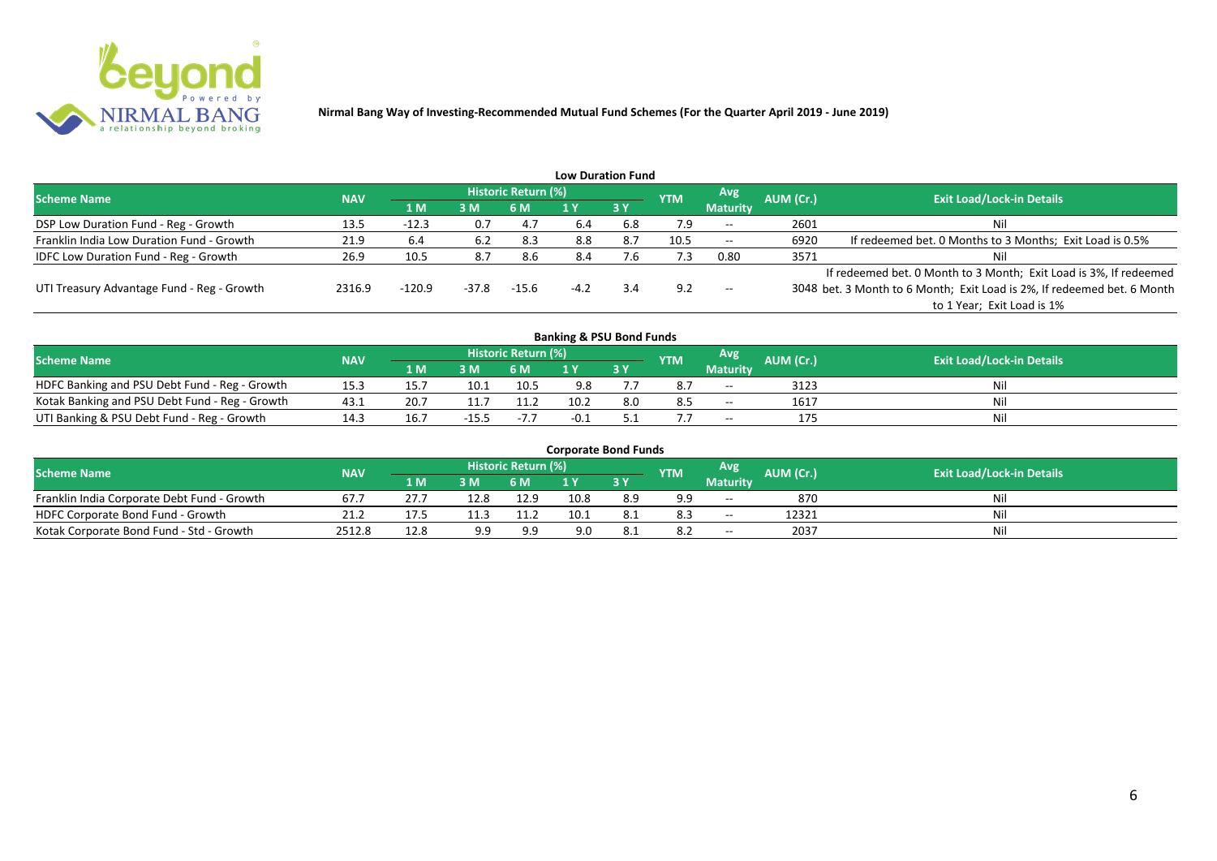**Nirmal Bang Way of Investing-Recommended Mutual Fund Schemes (For the Quarter April 2019 - June 2019)**

### Low Duration Fund

| Scheme Name | NAV | Historic Return (%) | | | | | YTM | Avg Maturity | AUM (Cr.) | Exit Load/Lock-in Details |
|---|---|---|---|---|---|---|---|---|---|---|
| | | 1 M | 3 M | 6 M | 1 Y | 3 Y | | | | |
| DSP Low Duration Fund - Reg - Growth | 13.5 | -12.3 | 0.7 | 4.7 | 6.4 | 6.8 | 7.9 | -- | 2601 | Nil |
| Franklin India Low Duration Fund - Growth | 21.9 | 6.4 | 6.2 | 8.3 | 8.8 | 8.7 | 10.5 | -- | 6920 | If redeemed bet. 0 Months to 3 Months; Exit Load is 0.5% |
| IDFC Low Duration Fund - Reg - Growth | 26.9 | 10.5 | 8.7 | 8.6 | 8.4 | 7.6 | 7.3 | 0.80 | 3571 | Nil |
| UTI Treasury Advantage Fund - Reg - Growth | 2316.9 | -120.9 | -37.8 | -15.6 | -4.2 | 3.4 | 9.2 | -- | 3048 | If redeemed bet. 0 Month to 3 Month; Exit Load is 3%, If redeemed bet. 3 Month to 6 Month; Exit Load is 2%, If redeemed bet. 6 Month to 1 Year; Exit Load is 1% |

### Banking & PSU Bond Funds

| Scheme Name | NAV | Historic Return (%) | | | | | YTM | Avg Maturity | AUM (Cr.) | Exit Load/Lock-in Details |
|---|---|---|---|---|---|---|---|---|---|---|
| | | 1 M | 3 M | 6 M | 1 Y | 3 Y | | | | |
| HDFC Banking and PSU Debt Fund - Reg - Growth | 15.3 | 15.7 | 10.1 | 10.5 | 9.8 | 7.7 | 8.7 | -- | 3123 | Nil |
| Kotak Banking and PSU Debt Fund - Reg - Growth | 43.1 | 20.7 | 11.7 | 11.2 | 10.2 | 8.0 | 8.5 | -- | 1617 | Nil |
| UTI Banking & PSU Debt Fund - Reg - Growth | 14.3 | 16.7 | -15.5 | -7.7 | -0.1 | 5.1 | 7.7 | -- | 175 | Nil |

### Corporate Bond Funds

| Scheme Name | NAV | Historic Return (%) | | | | | YTM | Avg Maturity | AUM (Cr.) | Exit Load/Lock-in Details |
|---|---|---|---|---|---|---|---|---|---|---|
| | | 1 M | 3 M | 6 M | 1 Y | 3 Y | | | | |
| Franklin India Corporate Debt Fund - Growth | 67.7 | 27.7 | 12.8 | 12.9 | 10.8 | 8.9 | 9.9 | -- | 870 | Nil |
| HDFC Corporate Bond Fund - Growth | 21.2 | 17.5 | 11.3 | 11.2 | 10.1 | 8.1 | 8.3 | -- | 12321 | Nil |
| Kotak Corporate Bond Fund - Std - Growth | 2512.8 | 12.8 | 9.9 | 9.9 | 9.0 | 8.1 | 8.2 | -- | 2037 | Nil |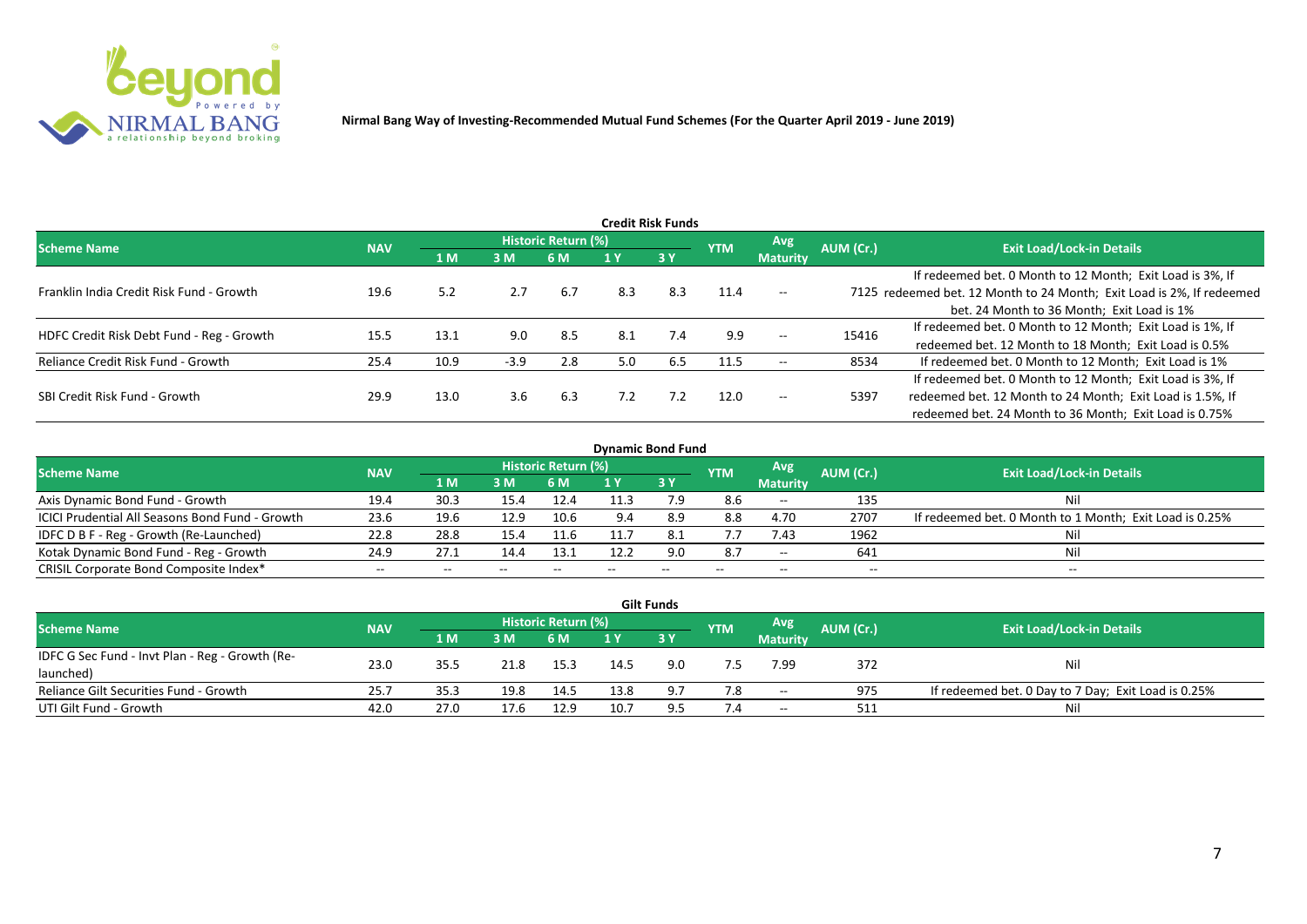**Nirmal Bang Way of Investing-Recommended Mutual Fund Schemes (For the Quarter April 2019 - June 2019)**

## Credit Risk Funds

| Scheme Name | NAV | Historic Return (%) | | | | | YTM | Avg Maturity | AUM (Cr.) | Exit Load/Lock-in Details |
|---|---|---|---|---|---|---|---|---|---|---|
| | | 1 M | 3 M | 6 M | 1 Y | 3 Y | | | | |
| Franklin India Credit Risk Fund - Growth | 19.6 | 5.2 | 2.7 | 6.7 | 8.3 | 8.3 | 11.4 | -- | 7125 | If redeemed bet. 0 Month to 12 Month; Exit Load is 3%, If redeemed bet. 12 Month to 24 Month; Exit Load is 2%, If redeemed bet. 24 Month to 36 Month; Exit Load is 1% |
| HDFC Credit Risk Debt Fund - Reg - Growth | 15.5 | 13.1 | 9.0 | 8.5 | 8.1 | 7.4 | 9.9 | -- | 15416 | If redeemed bet. 0 Month to 12 Month; Exit Load is 1%, If redeemed bet. 12 Month to 18 Month; Exit Load is 0.5% |
| Reliance Credit Risk Fund - Growth | 25.4 | 10.9 | -3.9 | 2.8 | 5.0 | 6.5 | 11.5 | -- | 8534 | If redeemed bet. 0 Month to 12 Month; Exit Load is 1% |
| SBI Credit Risk Fund - Growth | 29.9 | 13.0 | 3.6 | 6.3 | 7.2 | 7.2 | 12.0 | -- | 5397 | If redeemed bet. 0 Month to 12 Month; Exit Load is 3%, If redeemed bet. 12 Month to 24 Month; Exit Load is 1.5%, If redeemed bet. 24 Month to 36 Month; Exit Load is 0.75% |

## Dynamic Bond Fund

| Scheme Name | NAV | Historic Return (%) | | | | | YTM | Avg Maturity | AUM (Cr.) | Exit Load/Lock-in Details |
|---|---|---|---|---|---|---|---|---|---|---|
| | | 1 M | 3 M | 6 M | 1 Y | 3 Y | | | | |
| Axis Dynamic Bond Fund - Growth | 19.4 | 30.3 | 15.4 | 12.4 | 11.3 | 7.9 | 8.6 | -- | 135 | Nil |
| ICICI Prudential All Seasons Bond Fund - Growth | 23.6 | 19.6 | 12.9 | 10.6 | 9.4 | 8.9 | 8.8 | 4.70 | 2707 | If redeemed bet. 0 Month to 1 Month; Exit Load is 0.25% |
| IDFC D B F - Reg - Growth (Re-Launched) | 22.8 | 28.8 | 15.4 | 11.6 | 11.7 | 8.1 | 7.7 | 7.43 | 1962 | Nil |
| Kotak Dynamic Bond Fund - Reg - Growth | 24.9 | 27.1 | 14.4 | 13.1 | 12.2 | 9.0 | 8.7 | -- | 641 | Nil |
| CRISIL Corporate Bond Composite Index* | -- | -- | -- | -- | -- | -- | -- | -- | -- | -- |

## Gilt Funds

| Scheme Name | NAV | Historic Return (%) | | | | | YTM | Avg Maturity | AUM (Cr.) | Exit Load/Lock-in Details |
|---|---|---|---|---|---|---|---|---|---|---|
| | | 1 M | 3 M | 6 M | 1 Y | 3 Y | | | | |
| IDFC G Sec Fund - Invt Plan - Reg - Growth (Re-launched) | 23.0 | 35.5 | 21.8 | 15.3 | 14.5 | 9.0 | 7.5 | 7.99 | 372 | Nil |
| Reliance Gilt Securities Fund - Growth | 25.7 | 35.3 | 19.8 | 14.5 | 13.8 | 9.7 | 7.8 | -- | 975 | If redeemed bet. 0 Day to 7 Day; Exit Load is 0.25% |
| UTI Gilt Fund - Growth | 42.0 | 27.0 | 17.6 | 12.9 | 10.7 | 9.5 | 7.4 | -- | 511 | Nil |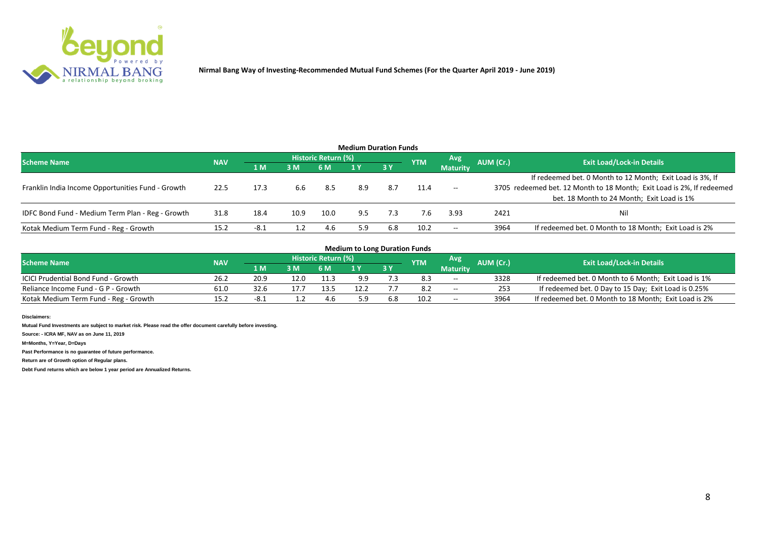Nirmal Bang Way of Investing-Recommended Mutual Fund Schemes (For the Quarter April 2019 - June 2019)

### Medium Duration Funds

| Scheme Name | NAV | Historic Return (%) | | | | | YTM | Avg Maturity | AUM (Cr.) | Exit Load/Lock-in Details |
|---|---|---|---|---|---|---|---|---|---|---|
| | | 1 M | 3 M | 6 M | 1 Y | 3 Y | | | | |
| Franklin India Income Opportunities Fund - Growth | 22.5 | 17.3 | 6.6 | 8.5 | 8.9 | 8.7 | 11.4 | -- | 3705 | If redeemed bet. 0 Month to 12 Month; Exit Load is 3%, If redeemed bet. 12 Month to 18 Month; Exit Load is 2%, If redeemed bet. 18 Month to 24 Month; Exit Load is 1% |
| IDFC Bond Fund - Medium Term Plan - Reg - Growth | 31.8 | 18.4 | 10.9 | 10.0 | 9.5 | 7.3 | 7.6 | 3.93 | 2421 | Nil |
| Kotak Medium Term Fund - Reg - Growth | 15.2 | -8.1 | 1.2 | 4.6 | 5.9 | 6.8 | 10.2 | -- | 3964 | If redeemed bet. 0 Month to 18 Month; Exit Load is 2% |

### Medium to Long Duration Funds

| Scheme Name | NAV | Historic Return (%) | | | | | YTM | Avg Maturity | AUM (Cr.) | Exit Load/Lock-in Details |
|---|---|---|---|---|---|---|---|---|---|---|
| | | 1 M | 3 M | 6 M | 1 Y | 3 Y | | | | |
| ICICI Prudential Bond Fund - Growth | 26.2 | 20.9 | 12.0 | 11.3 | 9.9 | 7.3 | 8.3 | -- | 3328 | If redeemed bet. 0 Month to 6 Month; Exit Load is 1% |
| Reliance Income Fund - G P - Growth | 61.0 | 32.6 | 17.7 | 13.5 | 12.2 | 7.7 | 8.2 | -- | 253 | If redeemed bet. 0 Day to 15 Day; Exit Load is 0.25% |
| Kotak Medium Term Fund - Reg - Growth | 15.2 | -8.1 | 1.2 | 4.6 | 5.9 | 6.8 | 10.2 | -- | 3964 | If redeemed bet. 0 Month to 18 Month; Exit Load is 2% |

**Disclaimers:**

**Mutual Fund Investments are subject to market risk. Please read the offer document carefully before investing.**

**Source: - ICRA MF, NAV as on June 11, 2019**

**M=Months, Y=Year, D=Days**

**Past Performance is no guarantee of future performance.**

**Return are of Growth option of Regular plans.**

**Debt Fund returns which are below 1 year period are Annualized Returns.**